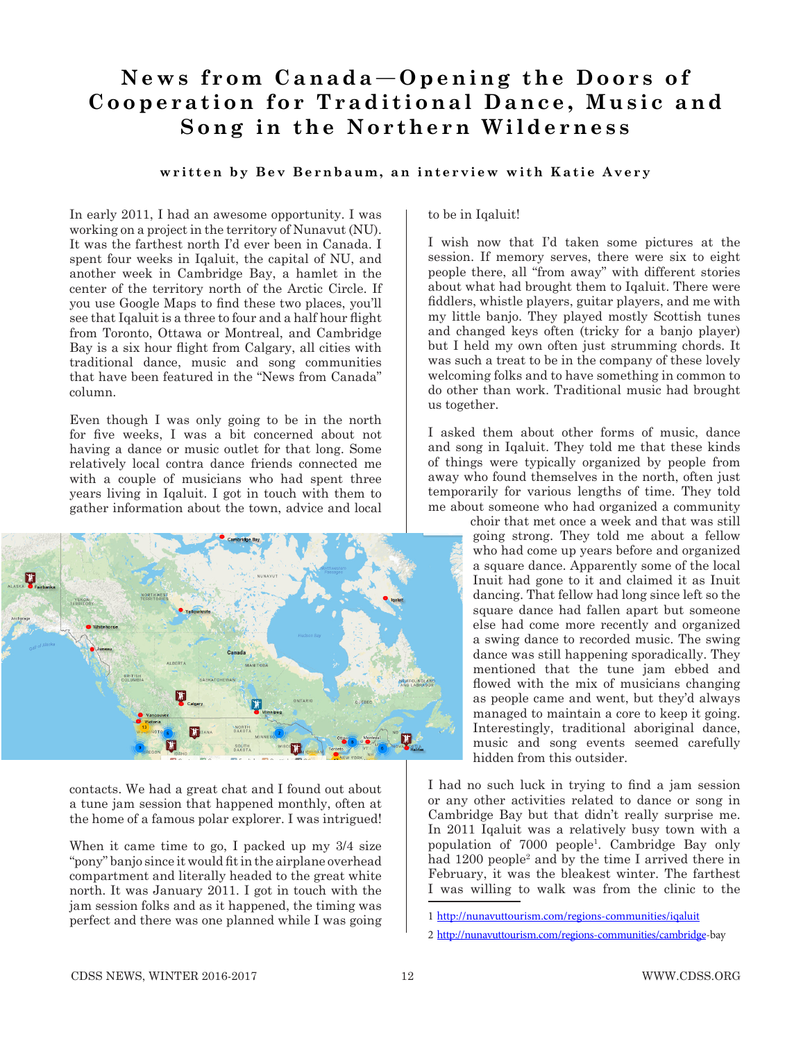# News from Canada—Opening the Doors of Cooperation for Traditional Dance, Music and Song in the Northern Wilderness

**written by Bev Bernbaum, an interview with Katie Avery**

In early 2011, I had an awesome opportunity. I was working on a project in the territory of Nunavut (NU). It was the farthest north I'd ever been in Canada. I spent four weeks in Iqaluit, the capital of NU, and another week in Cambridge Bay, a hamlet in the center of the territory north of the Arctic Circle. If you use Google Maps to find these two places, you'll see that Iqaluit is a three to four and a half hour flight from Toronto, Ottawa or Montreal, and Cambridge Bay is a six hour flight from Calgary, all cities with traditional dance, music and song communities that have been featured in the "News from Canada" column.

Even though I was only going to be in the north for five weeks, I was a bit concerned about not having a dance or music outlet for that long. Some relatively local contra dance friends connected me with a couple of musicians who had spent three years living in Iqaluit. I got in touch with them to gather information about the town, advice and local contacts. We had a great chat and I found out about a tune jam session that happened monthly, often at the home of a famous polar explorer. I was intrigued!

When it came time to go, I packed up my 3/4 size "pony" banjo since it would fit in the airplane overhead compartment and literally headed to the great white north. It was January 2011. I got in touch with the jam session folks and as it happened, the timing was perfect and there was one planned while I was going to be in Iqaluit!

I wish now that I'd taken some pictures at the session. If memory serves, there were six to eight people there, all "from away" with different stories about what had brought them to Iqaluit. There were fiddlers, whistle players, guitar players, and me with my little banjo. They played mostly Scottish tunes and changed keys often (tricky for a banjo player) but I held my own often just strumming chords. It was such a treat to be in the company of these lovely welcoming folks and to have something in common to do other than work. Traditional music had brought us together.

I asked them about other forms of music, dance and song in Iqaluit. They told me that these kinds of things were typically organized by people from away who found themselves in the north, often just temporarily for various lengths of time. They told me about someone who had organized a community choir that met once a week and that was still going strong. They told me about a fellow who had come up years before and organized a square dance. Apparently some of the local Inuit had gone to it and claimed it as Inuit dancing. That fellow had long since left so the square dance had fallen apart but someone else had come more recently and organized a swing dance to recorded music. The swing dance was still happening sporadically. They mentioned that the tune jam ebbed and flowed with the mix of musicians changing as people came and went, but they'd always managed to maintain a core to keep it going. Interestingly, traditional aboriginal dance, music and song events seemed carefully hidden from this outsider.

I had no such luck in trying to find a jam session or any other activities related to dance or song in Cambridge Bay but that didn't really surprise me. In 2011 Iqaluit was a relatively busy town with a population of 7000 people[1]. Cambridge Bay only had 1200 people[2] and by the time I arrived there in February, it was the bleakest winter. The farthest I was willing to walk was from the clinic to the

1 http://nunavuttourism.com/regions-communities/iqaluit

2 http://nunavuttourism.com/regions-communities/cambridge-bay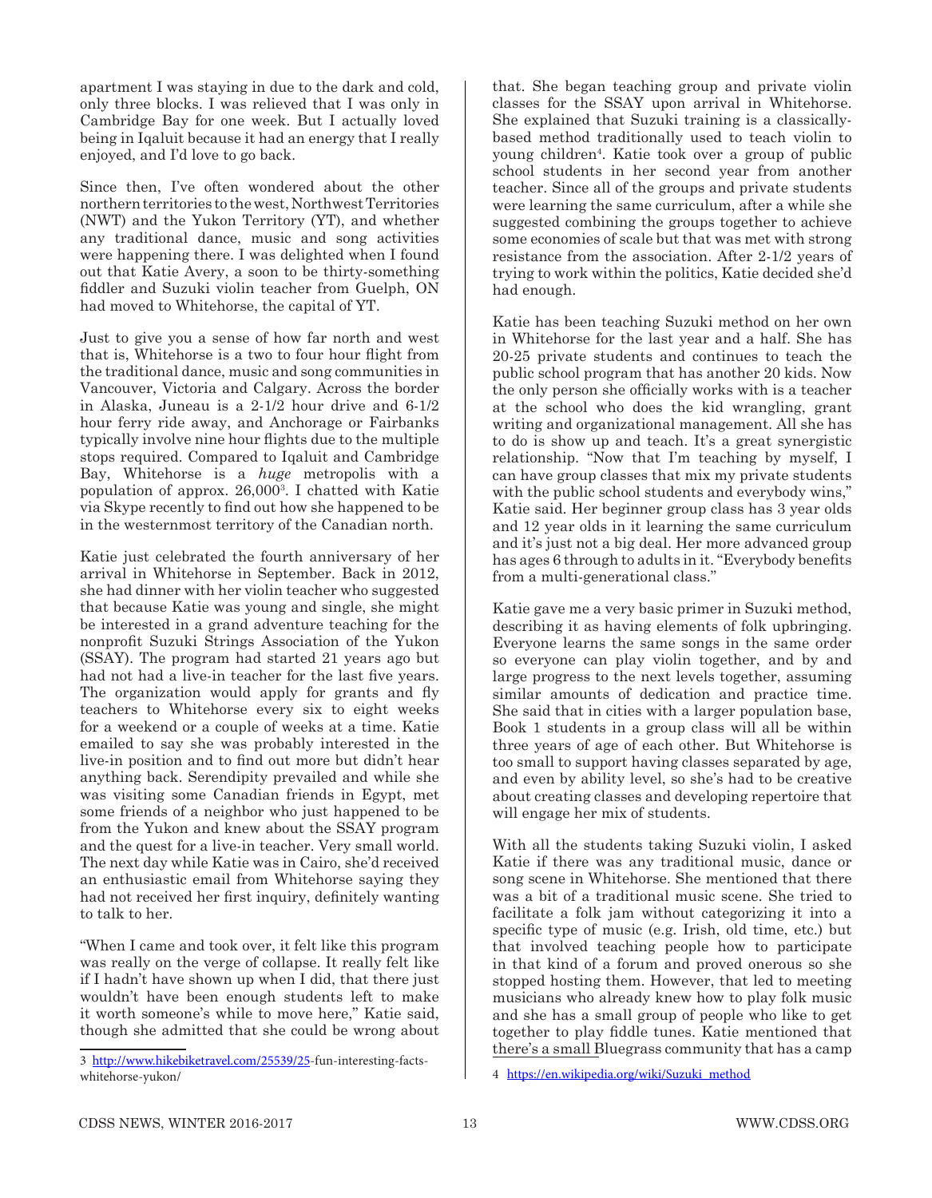apartment I was staying in due to the dark and cold, only three blocks. I was relieved that I was only in Cambridge Bay for one week. But I actually loved being in Iqaluit because it had an energy that I really enjoyed, and I'd love to go back.

Since then, I've often wondered about the other northern territories to the west, Northwest Territories (NWT) and the Yukon Territory (YT), and whether any traditional dance, music and song activities were happening there. I was delighted when I found out that Katie Avery, a soon to be thirty-something fiddler and Suzuki violin teacher from Guelph, ON had moved to Whitehorse, the capital of YT.

Just to give you a sense of how far north and west that is, Whitehorse is a two to four hour flight from the traditional dance, music and song communities in Vancouver, Victoria and Calgary. Across the border in Alaska, Juneau is a 2-1/2 hour drive and 6-1/2 hour ferry ride away, and Anchorage or Fairbanks typically involve nine hour flights due to the multiple stops required. Compared to Iqaluit and Cambridge Bay, Whitehorse is a *huge* metropolis with a population of approx. 26,000[3]. I chatted with Katie via Skype recently to find out how she happened to be in the westernmost territory of the Canadian north.

Katie just celebrated the fourth anniversary of her arrival in Whitehorse in September. Back in 2012, she had dinner with her violin teacher who suggested that because Katie was young and single, she might be interested in a grand adventure teaching for the nonprofit Suzuki Strings Association of the Yukon (SSAY). The program had started 21 years ago but had not had a live-in teacher for the last five years. The organization would apply for grants and fly teachers to Whitehorse every six to eight weeks for a weekend or a couple of weeks at a time. Katie emailed to say she was probably interested in the live-in position and to find out more but didn't hear anything back. Serendipity prevailed and while she was visiting some Canadian friends in Egypt, met some friends of a neighbor who just happened to be from the Yukon and knew about the SSAY program and the quest for a live-in teacher. Very small world. The next day while Katie was in Cairo, she'd received an enthusiastic email from Whitehorse saying they had not received her first inquiry, definitely wanting to talk to her.

"When I came and took over, it felt like this program was really on the verge of collapse. It really felt like if I hadn't have shown up when I did, that there just wouldn't have been enough students left to make it worth someone's while to move here," Katie said, though she admitted that she could be wrong about that. She began teaching group and private violin classes for the SSAY upon arrival in Whitehorse. She explained that Suzuki training is a classically-based method traditionally used to teach violin to young children[4]. Katie took over a group of public school students in her second year from another teacher. Since all of the groups and private students were learning the same curriculum, after a while she suggested combining the groups together to achieve some economies of scale but that was met with strong resistance from the association. After 2-1/2 years of trying to work within the politics, Katie decided she'd had enough.

Katie has been teaching Suzuki method on her own in Whitehorse for the last year and a half. She has 20-25 private students and continues to teach the public school program that has another 20 kids. Now the only person she officially works with is a teacher at the school who does the kid wrangling, grant writing and organizational management. All she has to do is show up and teach. It's a great synergistic relationship. "Now that I'm teaching by myself, I can have group classes that mix my private students with the public school students and everybody wins," Katie said. Her beginner group class has 3 year olds and 12 year olds in it learning the same curriculum and it's just not a big deal. Her more advanced group has ages 6 through to adults in it. "Everybody benefits from a multi-generational class."

Katie gave me a very basic primer in Suzuki method, describing it as having elements of folk upbringing. Everyone learns the same songs in the same order so everyone can play violin together, and by and large progress to the next levels together, assuming similar amounts of dedication and practice time. She said that in cities with a larger population base, Book 1 students in a group class will all be within three years of age of each other. But Whitehorse is too small to support having classes separated by age, and even by ability level, so she's had to be creative about creating classes and developing repertoire that will engage her mix of students.

With all the students taking Suzuki violin, I asked Katie if there was any traditional music, dance or song scene in Whitehorse. She mentioned that there was a bit of a traditional music scene. She tried to facilitate a folk jam without categorizing it into a specific type of music (e.g. Irish, old time, etc.) but that involved teaching people how to participate in that kind of a forum and proved onerous so she stopped hosting them. However, that led to meeting musicians who already knew how to play folk music and she has a small group of people who like to get together to play fiddle tunes. Katie mentioned that there's a small Bluegrass community that has a camp

3 http://www.hikebiketravel.com/25539/25-fun-interesting-facts-whitehorse-yukon/

4 https://en.wikipedia.org/wiki/Suzuki_method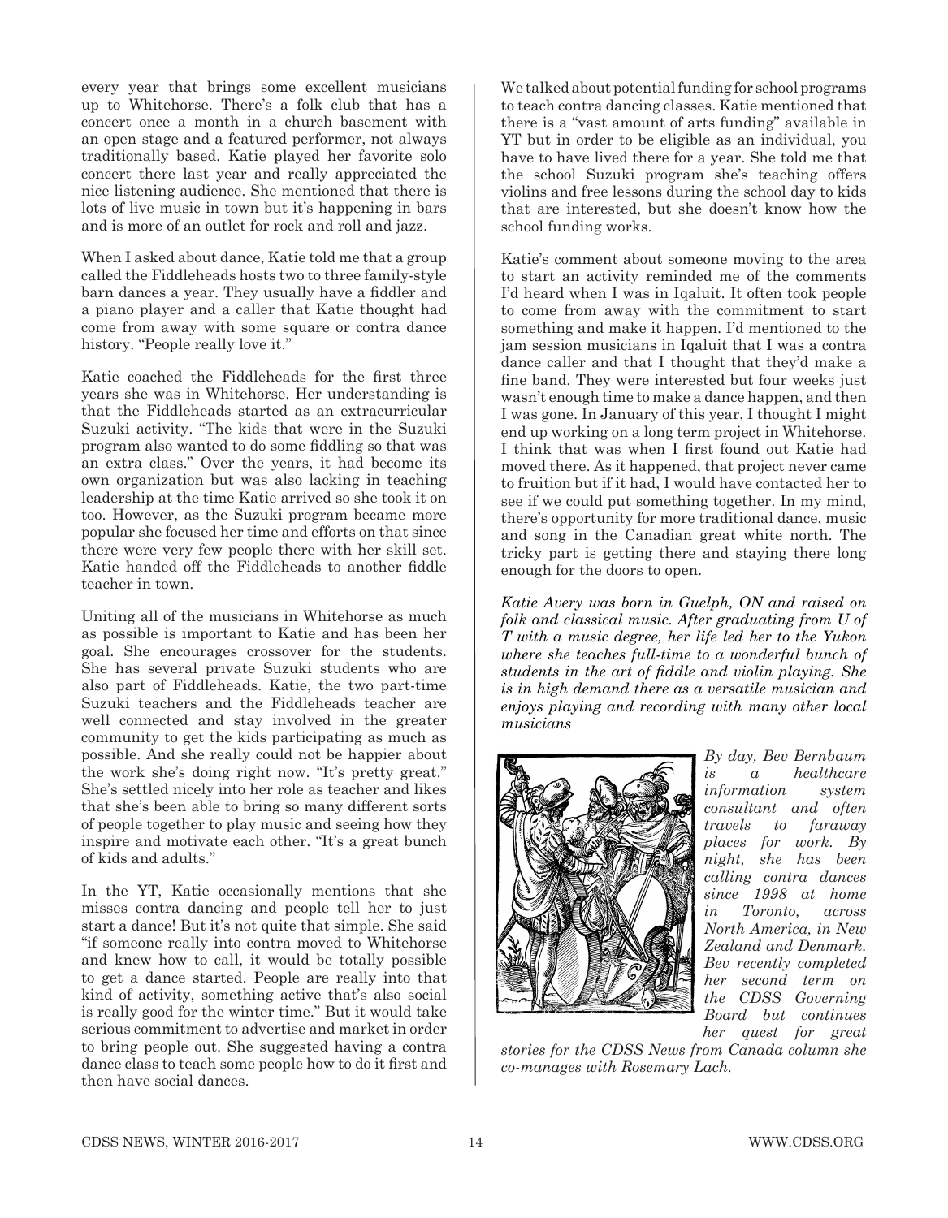every year that brings some excellent musicians up to Whitehorse. There's a folk club that has a concert once a month in a church basement with an open stage and a featured performer, not always traditionally based. Katie played her favorite solo concert there last year and really appreciated the nice listening audience. She mentioned that there is lots of live music in town but it's happening in bars and is more of an outlet for rock and roll and jazz.

When I asked about dance, Katie told me that a group called the Fiddleheads hosts two to three family-style barn dances a year. They usually have a fiddler and a piano player and a caller that Katie thought had come from away with some square or contra dance history. "People really love it."

Katie coached the Fiddleheads for the first three years she was in Whitehorse. Her understanding is that the Fiddleheads started as an extracurricular Suzuki activity. "The kids that were in the Suzuki program also wanted to do some fiddling so that was an extra class." Over the years, it had become its own organization but was also lacking in teaching leadership at the time Katie arrived so she took it on too. However, as the Suzuki program became more popular she focused her time and efforts on that since there were very few people there with her skill set. Katie handed off the Fiddleheads to another fiddle teacher in town.

Uniting all of the musicians in Whitehorse as much as possible is important to Katie and has been her goal. She encourages crossover for the students. She has several private Suzuki students who are also part of Fiddleheads. Katie, the two part-time Suzuki teachers and the Fiddleheads teacher are well connected and stay involved in the greater community to get the kids participating as much as possible. And she really could not be happier about the work she's doing right now. "It's pretty great." She's settled nicely into her role as teacher and likes that she's been able to bring so many different sorts of people together to play music and seeing how they inspire and motivate each other. "It's a great bunch of kids and adults."

In the YT, Katie occasionally mentions that she misses contra dancing and people tell her to just start a dance! But it's not quite that simple. She said "if someone really into contra moved to Whitehorse and knew how to call, it would be totally possible to get a dance started. People are really into that kind of activity, something active that's also social is really good for the winter time." But it would take serious commitment to advertise and market in order to bring people out. She suggested having a contra dance class to teach some people how to do it first and then have social dances.

We talked about potential funding for school programs to teach contra dancing classes. Katie mentioned that there is a "vast amount of arts funding" available in YT but in order to be eligible as an individual, you have to have lived there for a year. She told me that the school Suzuki program she's teaching offers violins and free lessons during the school day to kids that are interested, but she doesn't know how the school funding works.

Katie's comment about someone moving to the area to start an activity reminded me of the comments I'd heard when I was in Iqaluit. It often took people to come from away with the commitment to start something and make it happen. I'd mentioned to the jam session musicians in Iqaluit that I was a contra dance caller and that I thought that they'd make a fine band. They were interested but four weeks just wasn't enough time to make a dance happen, and then I was gone. In January of this year, I thought I might end up working on a long term project in Whitehorse. I think that was when I first found out Katie had moved there. As it happened, that project never came to fruition but if it had, I would have contacted her to see if we could put something together. In my mind, there's opportunity for more traditional dance, music and song in the Canadian great white north. The tricky part is getting there and staying there long enough for the doors to open.

*Katie Avery was born in Guelph, ON and raised on folk and classical music. After graduating from U of T with a music degree, her life led her to the Yukon where she teaches full-time to a wonderful bunch of students in the art of fiddle and violin playing. She is in high demand there as a versatile musician and enjoys playing and recording with many other local musicians*

*By day, Bev Bernbaum is a healthcare information system consultant and often travels to faraway places for work. By night, she has been calling contra dances since 1998 at home in Toronto, across North America, in New Zealand and Denmark. Bev recently completed her second term on the CDSS Governing Board but continues her quest for great stories for the CDSS News from Canada column she co-manages with Rosemary Lach.*